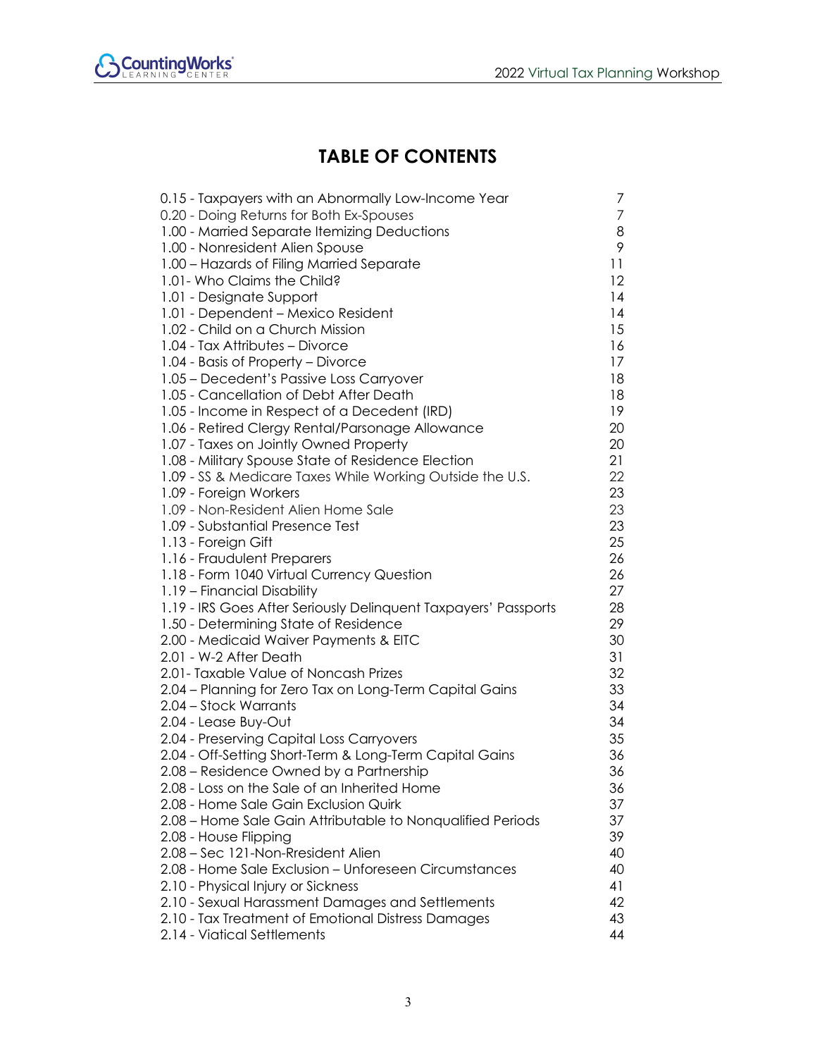# TABLE OF CONTENTS

| | |
|---|---|
| 0.15 - Taxpayers with an Abnormally Low-Income Year | 7 |
| 0.20 - Doing Returns for Both Ex-Spouses | 7 |
| 1.00 - Married Separate Itemizing Deductions | 8 |
| 1.00 - Nonresident Alien Spouse | 9 |
| 1.00 – Hazards of Filing Married Separate | 11 |
| 1.01- Who Claims the Child? | 12 |
| 1.01 - Designate Support | 14 |
| 1.01 - Dependent – Mexico Resident | 14 |
| 1.02 - Child on a Church Mission | 15 |
| 1.04 - Tax Attributes – Divorce | 16 |
| 1.04 - Basis of Property – Divorce | 17 |
| 1.05 – Decedent's Passive Loss Carryover | 18 |
| 1.05 - Cancellation of Debt After Death | 18 |
| 1.05 - Income in Respect of a Decedent (IRD) | 19 |
| 1.06 - Retired Clergy Rental/Parsonage Allowance | 20 |
| 1.07 - Taxes on Jointly Owned Property | 20 |
| 1.08 - Military Spouse State of Residence Election | 21 |
| 1.09 - SS & Medicare Taxes While Working Outside the U.S. | 22 |
| 1.09 - Foreign Workers | 23 |
| 1.09 - Non-Resident Alien Home Sale | 23 |
| 1.09 - Substantial Presence Test | 23 |
| 1.13 - Foreign Gift | 25 |
| 1.16 - Fraudulent Preparers | 26 |
| 1.18 - Form 1040 Virtual Currency Question | 26 |
| 1.19 – Financial Disability | 27 |
| 1.19 - IRS Goes After Seriously Delinquent Taxpayers' Passports | 28 |
| 1.50 - Determining State of Residence | 29 |
| 2.00 - Medicaid Waiver Payments & EITC | 30 |
| 2.01 - W-2 After Death | 31 |
| 2.01- Taxable Value of Noncash Prizes | 32 |
| 2.04 – Planning for Zero Tax on Long-Term Capital Gains | 33 |
| 2.04 – Stock Warrants | 34 |
| 2.04 - Lease Buy-Out | 34 |
| 2.04 - Preserving Capital Loss Carryovers | 35 |
| 2.04 - Off-Setting Short-Term & Long-Term Capital Gains | 36 |
| 2.08 – Residence Owned by a Partnership | 36 |
| 2.08 - Loss on the Sale of an Inherited Home | 36 |
| 2.08 - Home Sale Gain Exclusion Quirk | 37 |
| 2.08 – Home Sale Gain Attributable to Nonqualified Periods | 37 |
| 2.08 - House Flipping | 39 |
| 2.08 – Sec 121-Non-Rresident Alien | 40 |
| 2.08 - Home Sale Exclusion – Unforeseen Circumstances | 40 |
| 2.10 - Physical Injury or Sickness | 41 |
| 2.10 - Sexual Harassment Damages and Settlements | 42 |
| 2.10 - Tax Treatment of Emotional Distress Damages | 43 |
| 2.14 - Viatical Settlements | 44 |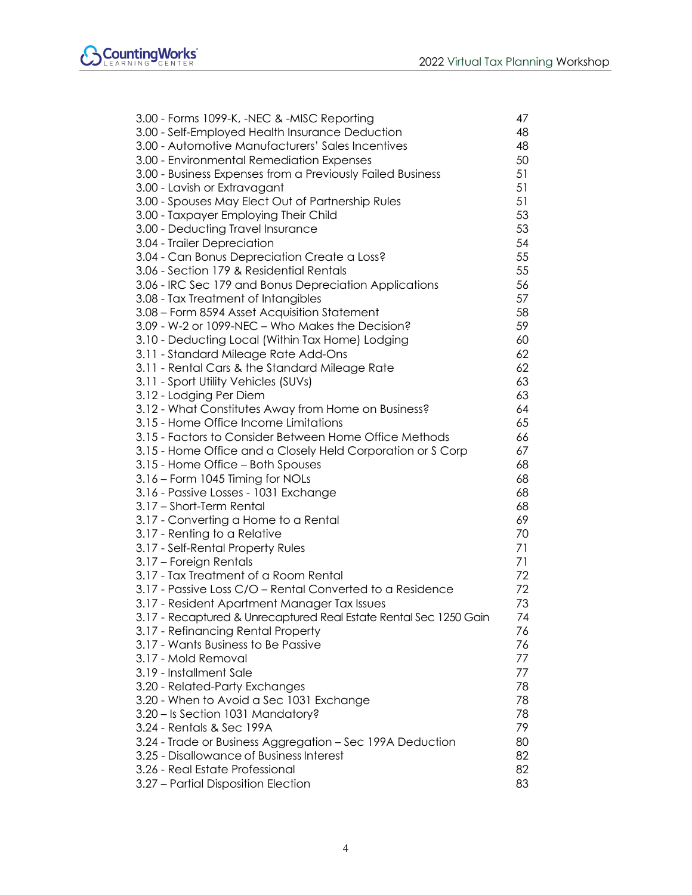| | |
|---|---|
| 3.00 - Forms 1099-K, -NEC & -MISC Reporting | 47 |
| 3.00 - Self-Employed Health Insurance Deduction | 48 |
| 3.00 - Automotive Manufacturers' Sales Incentives | 48 |
| 3.00 - Environmental Remediation Expenses | 50 |
| 3.00 - Business Expenses from a Previously Failed Business | 51 |
| 3.00 - Lavish or Extravagant | 51 |
| 3.00 - Spouses May Elect Out of Partnership Rules | 51 |
| 3.00 - Taxpayer Employing Their Child | 53 |
| 3.00 - Deducting Travel Insurance | 53 |
| 3.04 - Trailer Depreciation | 54 |
| 3.04 - Can Bonus Depreciation Create a Loss? | 55 |
| 3.06 - Section 179 & Residential Rentals | 55 |
| 3.06 - IRC Sec 179 and Bonus Depreciation Applications | 56 |
| 3.08 - Tax Treatment of Intangibles | 57 |
| 3.08 – Form 8594 Asset Acquisition Statement | 58 |
| 3.09 - W-2 or 1099-NEC – Who Makes the Decision? | 59 |
| 3.10 - Deducting Local (Within Tax Home) Lodging | 60 |
| 3.11 - Standard Mileage Rate Add-Ons | 62 |
| 3.11 - Rental Cars & the Standard Mileage Rate | 62 |
| 3.11 - Sport Utility Vehicles (SUVs) | 63 |
| 3.12 - Lodging Per Diem | 63 |
| 3.12 - What Constitutes Away from Home on Business? | 64 |
| 3.15 - Home Office Income Limitations | 65 |
| 3.15 - Factors to Consider Between Home Office Methods | 66 |
| 3.15 - Home Office and a Closely Held Corporation or S Corp | 67 |
| 3.15 - Home Office – Both Spouses | 68 |
| 3.16 – Form 1045 Timing for NOLs | 68 |
| 3.16 - Passive Losses - 1031 Exchange | 68 |
| 3.17 – Short-Term Rental | 68 |
| 3.17 - Converting a Home to a Rental | 69 |
| 3.17 - Renting to a Relative | 70 |
| 3.17 - Self-Rental Property Rules | 71 |
| 3.17 – Foreign Rentals | 71 |
| 3.17 - Tax Treatment of a Room Rental | 72 |
| 3.17 - Passive Loss C/O – Rental Converted to a Residence | 72 |
| 3.17 - Resident Apartment Manager Tax Issues | 73 |
| 3.17 - Recaptured & Unrecaptured Real Estate Rental Sec 1250 Gain | 74 |
| 3.17 - Refinancing Rental Property | 76 |
| 3.17 - Wants Business to Be Passive | 76 |
| 3.17 - Mold Removal | 77 |
| 3.19 - Installment Sale | 77 |
| 3.20 - Related-Party Exchanges | 78 |
| 3.20 - When to Avoid a Sec 1031 Exchange | 78 |
| 3.20 – Is Section 1031 Mandatory? | 78 |
| 3.24 - Rentals & Sec 199A | 79 |
| 3.24 - Trade or Business Aggregation – Sec 199A Deduction | 80 |
| 3.25 - Disallowance of Business Interest | 82 |
| 3.26 - Real Estate Professional | 82 |
| 3.27 – Partial Disposition Election | 83 |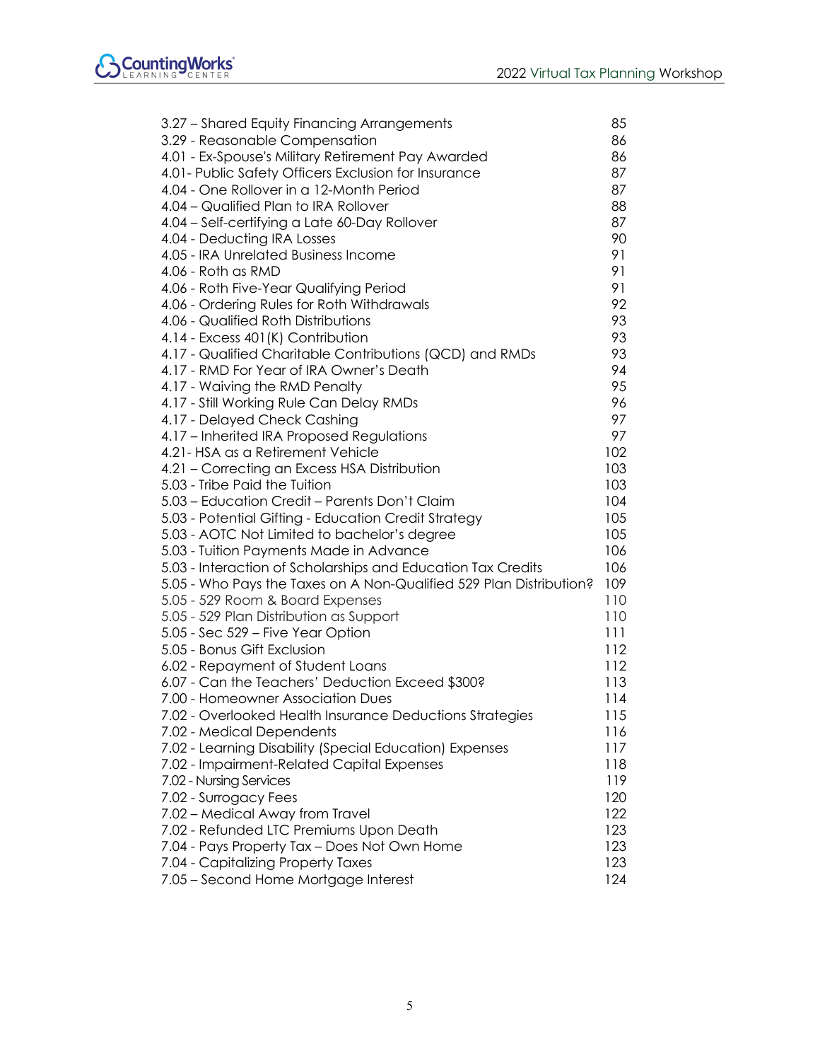| | |
|---|---|
| 3.27 – Shared Equity Financing Arrangements | 85 |
| 3.29 - Reasonable Compensation | 86 |
| 4.01 - Ex-Spouse's Military Retirement Pay Awarded | 86 |
| 4.01- Public Safety Officers Exclusion for Insurance | 87 |
| 4.04 - One Rollover in a 12-Month Period | 87 |
| 4.04 – Qualified Plan to IRA Rollover | 88 |
| 4.04 – Self-certifying a Late 60-Day Rollover | 87 |
| 4.04 - Deducting IRA Losses | 90 |
| 4.05 - IRA Unrelated Business Income | 91 |
| 4.06 - Roth as RMD | 91 |
| 4.06 - Roth Five-Year Qualifying Period | 91 |
| 4.06 - Ordering Rules for Roth Withdrawals | 92 |
| 4.06 - Qualified Roth Distributions | 93 |
| 4.14 - Excess 401(K) Contribution | 93 |
| 4.17 - Qualified Charitable Contributions (QCD) and RMDs | 93 |
| 4.17 - RMD For Year of IRA Owner's Death | 94 |
| 4.17 - Waiving the RMD Penalty | 95 |
| 4.17 - Still Working Rule Can Delay RMDs | 96 |
| 4.17 - Delayed Check Cashing | 97 |
| 4.17 – Inherited IRA Proposed Regulations | 97 |
| 4.21- HSA as a Retirement Vehicle | 102 |
| 4.21 – Correcting an Excess HSA Distribution | 103 |
| 5.03 - Tribe Paid the Tuition | 103 |
| 5.03 – Education Credit – Parents Don't Claim | 104 |
| 5.03 - Potential Gifting - Education Credit Strategy | 105 |
| 5.03 - AOTC Not Limited to bachelor's degree | 105 |
| 5.03 - Tuition Payments Made in Advance | 106 |
| 5.03 - Interaction of Scholarships and Education Tax Credits | 106 |
| 5.05 - Who Pays the Taxes on A Non-Qualified 529 Plan Distribution? | 109 |
| 5.05 - 529 Room & Board Expenses | 110 |
| 5.05 - 529 Plan Distribution as Support | 110 |
| 5.05 - Sec 529 – Five Year Option | 111 |
| 5.05 - Bonus Gift Exclusion | 112 |
| 6.02 - Repayment of Student Loans | 112 |
| 6.07 - Can the Teachers' Deduction Exceed $300? | 113 |
| 7.00 - Homeowner Association Dues | 114 |
| 7.02 - Overlooked Health Insurance Deductions Strategies | 115 |
| 7.02 - Medical Dependents | 116 |
| 7.02 - Learning Disability (Special Education) Expenses | 117 |
| 7.02 - Impairment-Related Capital Expenses | 118 |
| 7.02 - Nursing Services | 119 |
| 7.02 - Surrogacy Fees | 120 |
| 7.02 – Medical Away from Travel | 122 |
| 7.02 - Refunded LTC Premiums Upon Death | 123 |
| 7.04 - Pays Property Tax – Does Not Own Home | 123 |
| 7.04 - Capitalizing Property Taxes | 123 |
| 7.05 – Second Home Mortgage Interest | 124 |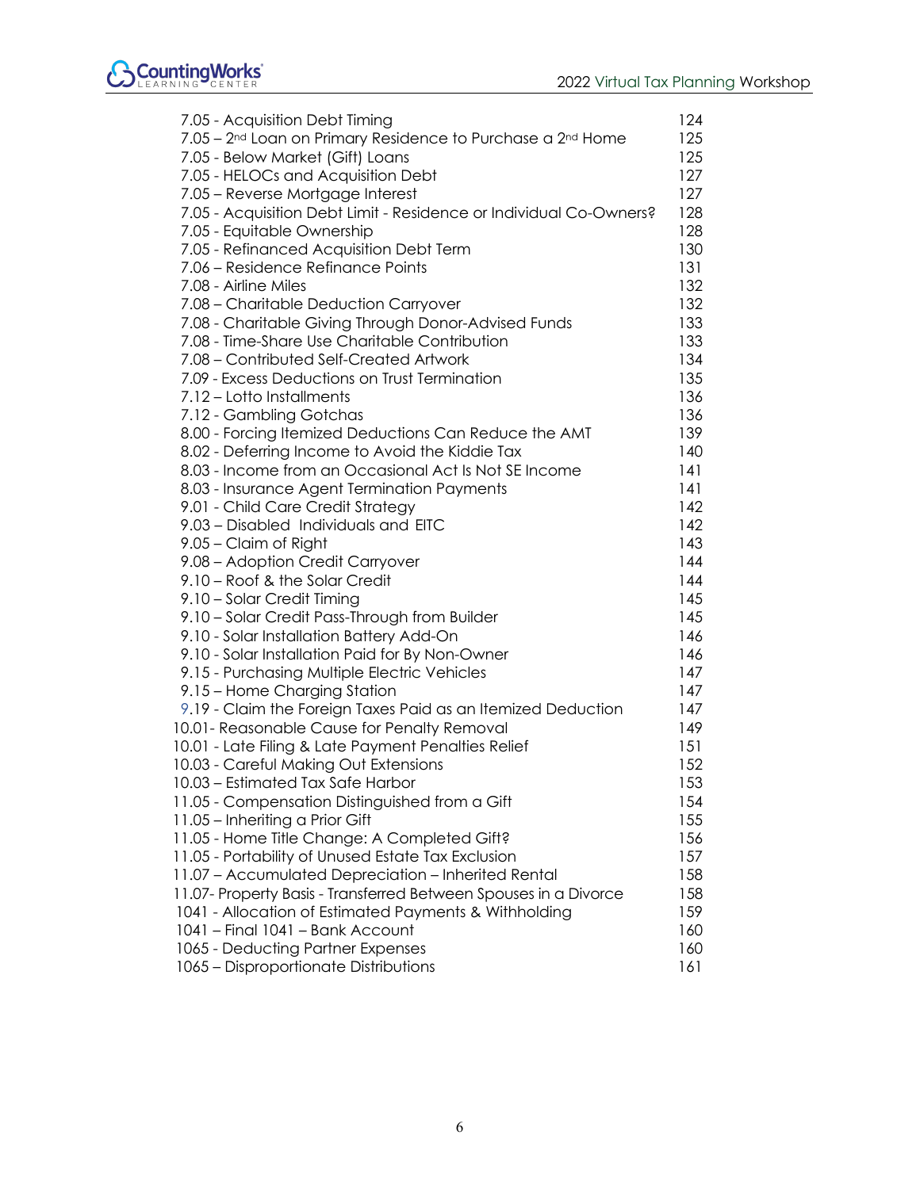| | |
|---|---|
| 7.05 - Acquisition Debt Timing | 124 |
| 7.05 – 2nd Loan on Primary Residence to Purchase a 2nd Home | 125 |
| 7.05 - Below Market (Gift) Loans | 125 |
| 7.05 - HELOCs and Acquisition Debt | 127 |
| 7.05 – Reverse Mortgage Interest | 127 |
| 7.05 - Acquisition Debt Limit - Residence or Individual Co-Owners? | 128 |
| 7.05 - Equitable Ownership | 128 |
| 7.05 - Refinanced Acquisition Debt Term | 130 |
| 7.06 – Residence Refinance Points | 131 |
| 7.08 - Airline Miles | 132 |
| 7.08 – Charitable Deduction Carryover | 132 |
| 7.08 - Charitable Giving Through Donor-Advised Funds | 133 |
| 7.08 - Time-Share Use Charitable Contribution | 133 |
| 7.08 – Contributed Self-Created Artwork | 134 |
| 7.09 - Excess Deductions on Trust Termination | 135 |
| 7.12 – Lotto Installments | 136 |
| 7.12 - Gambling Gotchas | 136 |
| 8.00 - Forcing Itemized Deductions Can Reduce the AMT | 139 |
| 8.02 - Deferring Income to Avoid the Kiddie Tax | 140 |
| 8.03 - Income from an Occasional Act Is Not SE Income | 141 |
| 8.03 - Insurance Agent Termination Payments | 141 |
| 9.01 - Child Care Credit Strategy | 142 |
| 9.03 – Disabled Individuals and EITC | 142 |
| 9.05 – Claim of Right | 143 |
| 9.08 – Adoption Credit Carryover | 144 |
| 9.10 – Roof & the Solar Credit | 144 |
| 9.10 – Solar Credit Timing | 145 |
| 9.10 – Solar Credit Pass-Through from Builder | 145 |
| 9.10 - Solar Installation Battery Add-On | 146 |
| 9.10 - Solar Installation Paid for By Non-Owner | 146 |
| 9.15 - Purchasing Multiple Electric Vehicles | 147 |
| 9.15 – Home Charging Station | 147 |
| 9.19 - Claim the Foreign Taxes Paid as an Itemized Deduction | 147 |
| 10.01- Reasonable Cause for Penalty Removal | 149 |
| 10.01 - Late Filing & Late Payment Penalties Relief | 151 |
| 10.03 - Careful Making Out Extensions | 152 |
| 10.03 – Estimated Tax Safe Harbor | 153 |
| 11.05 - Compensation Distinguished from a Gift | 154 |
| 11.05 – Inheriting a Prior Gift | 155 |
| 11.05 - Home Title Change: A Completed Gift? | 156 |
| 11.05 - Portability of Unused Estate Tax Exclusion | 157 |
| 11.07 – Accumulated Depreciation – Inherited Rental | 158 |
| 11.07- Property Basis - Transferred Between Spouses in a Divorce | 158 |
| 1041 - Allocation of Estimated Payments & Withholding | 159 |
| 1041 – Final 1041 – Bank Account | 160 |
| 1065 - Deducting Partner Expenses | 160 |
| 1065 – Disproportionate Distributions | 161 |